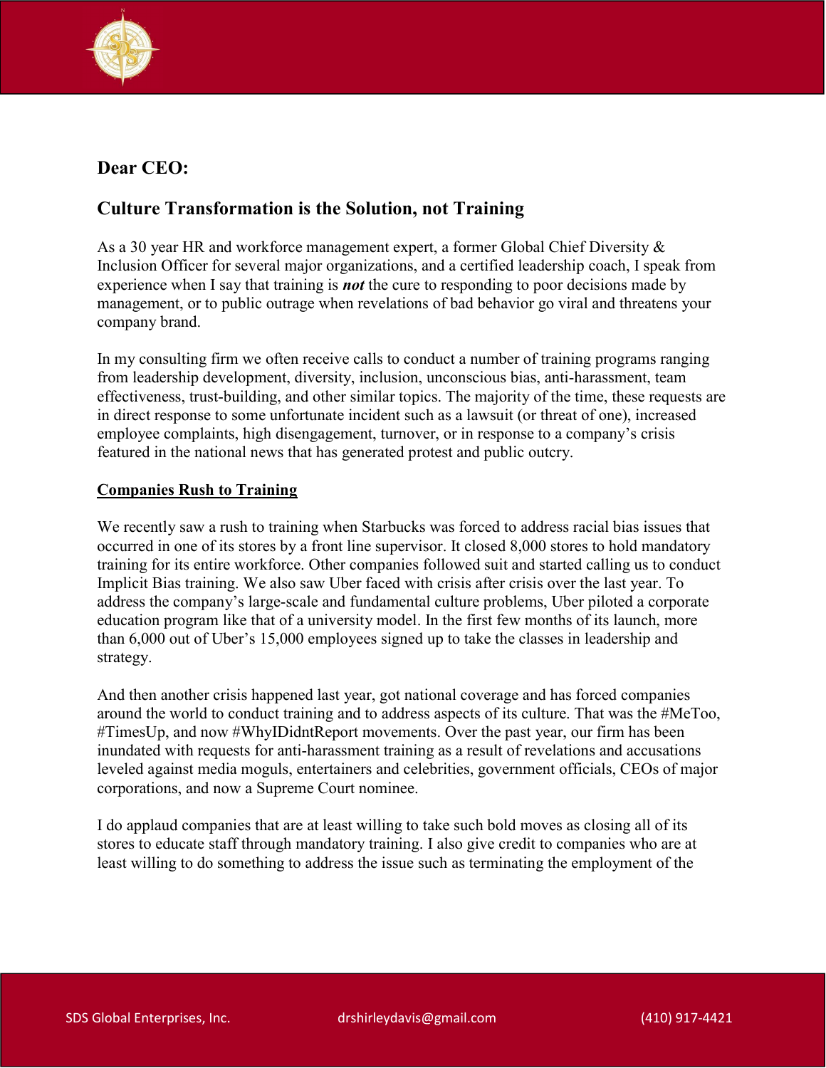## Dear CEO:

## Culture Transformation is the Solution, not Training

As a 30 year HR and workforce management expert, a former Global Chief Diversity & Inclusion Officer for several major organizations, and a certified leadership coach, I speak from experience when I say that training is ***not*** the cure to responding to poor decisions made by management, or to public outrage when revelations of bad behavior go viral and threatens your company brand.

In my consulting firm we often receive calls to conduct a number of training programs ranging from leadership development, diversity, inclusion, unconscious bias, anti-harassment, team effectiveness, trust-building, and other similar topics. The majority of the time, these requests are in direct response to some unfortunate incident such as a lawsuit (or threat of one), increased employee complaints, high disengagement, turnover, or in response to a company's crisis featured in the national news that has generated protest and public outcry.

### Companies Rush to Training

We recently saw a rush to training when Starbucks was forced to address racial bias issues that occurred in one of its stores by a front line supervisor. It closed 8,000 stores to hold mandatory training for its entire workforce. Other companies followed suit and started calling us to conduct Implicit Bias training. We also saw Uber faced with crisis after crisis over the last year. To address the company's large-scale and fundamental culture problems, Uber piloted a corporate education program like that of a university model. In the first few months of its launch, more than 6,000 out of Uber's 15,000 employees signed up to take the classes in leadership and strategy.

And then another crisis happened last year, got national coverage and has forced companies around the world to conduct training and to address aspects of its culture. That was the #MeToo, #TimesUp, and now #WhyIDidntReport movements. Over the past year, our firm has been inundated with requests for anti-harassment training as a result of revelations and accusations leveled against media moguls, entertainers and celebrities, government officials, CEOs of major corporations, and now a Supreme Court nominee.

I do applaud companies that are at least willing to take such bold moves as closing all of its stores to educate staff through mandatory training. I also give credit to companies who are at least willing to do something to address the issue such as terminating the employment of the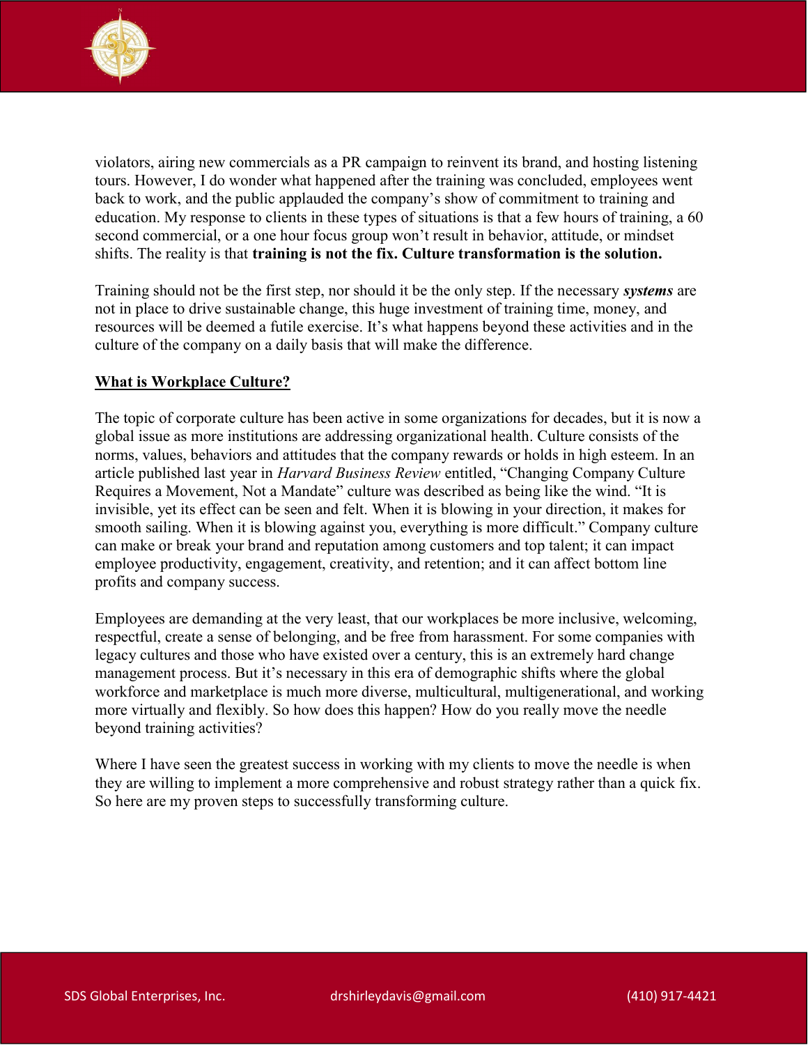violators, airing new commercials as a PR campaign to reinvent its brand, and hosting listening tours. However, I do wonder what happened after the training was concluded, employees went back to work, and the public applauded the company's show of commitment to training and education. My response to clients in these types of situations is that a few hours of training, a 60 second commercial, or a one hour focus group won't result in behavior, attitude, or mindset shifts. The reality is that **training is not the fix. Culture transformation is the solution.**

Training should not be the first step, nor should it be the only step. If the necessary ***systems*** are not in place to drive sustainable change, this huge investment of training time, money, and resources will be deemed a futile exercise. It's what happens beyond these activities and in the culture of the company on a daily basis that will make the difference.

## What is Workplace Culture?

The topic of corporate culture has been active in some organizations for decades, but it is now a global issue as more institutions are addressing organizational health. Culture consists of the norms, values, behaviors and attitudes that the company rewards or holds in high esteem. In an article published last year in *Harvard Business Review* entitled, "Changing Company Culture Requires a Movement, Not a Mandate" culture was described as being like the wind. "It is invisible, yet its effect can be seen and felt. When it is blowing in your direction, it makes for smooth sailing. When it is blowing against you, everything is more difficult." Company culture can make or break your brand and reputation among customers and top talent; it can impact employee productivity, engagement, creativity, and retention; and it can affect bottom line profits and company success.

Employees are demanding at the very least, that our workplaces be more inclusive, welcoming, respectful, create a sense of belonging, and be free from harassment. For some companies with legacy cultures and those who have existed over a century, this is an extremely hard change management process. But it's necessary in this era of demographic shifts where the global workforce and marketplace is much more diverse, multicultural, multigenerational, and working more virtually and flexibly. So how does this happen? How do you really move the needle beyond training activities?

Where I have seen the greatest success in working with my clients to move the needle is when they are willing to implement a more comprehensive and robust strategy rather than a quick fix. So here are my proven steps to successfully transforming culture.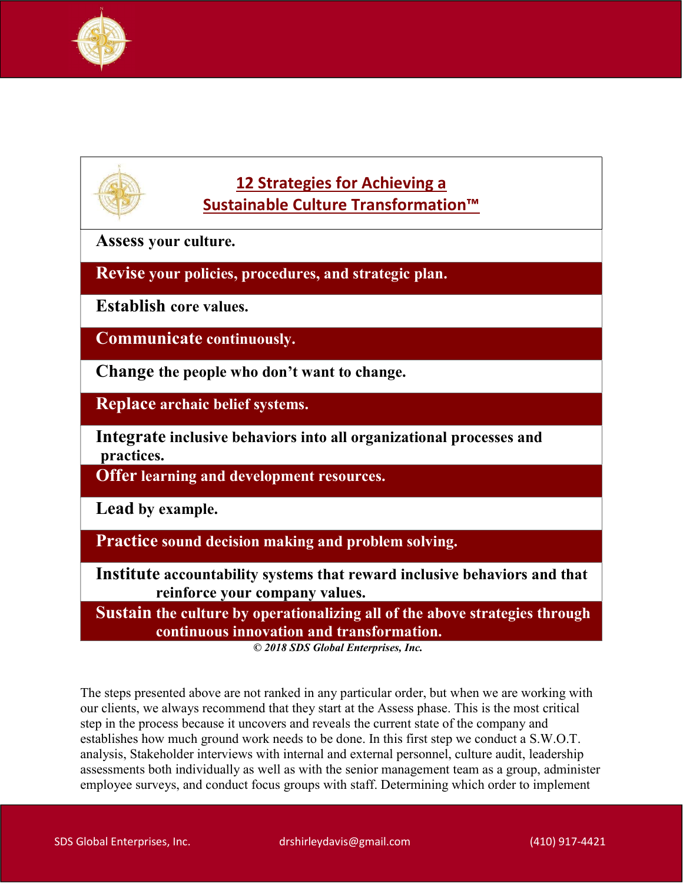## 12 Strategies for Achieving a Sustainable Culture Transformation™

| |
|---|
| **Assess** your culture. |
| **Revise** your policies, procedures, and strategic plan. |
| **Establish** core values. |
| **Communicate** continuously. |
| **Change** the people who don't want to change. |
| **Replace** archaic belief systems. |
| **Integrate** inclusive behaviors into all organizational processes and practices. |
| **Offer** learning and development resources. |
| **Lead** by example. |
| **Practice** sound decision making and problem solving. |
| **Institute** accountability systems that reward inclusive behaviors and that reinforce your company values. |
| **Sustain** the culture by operationalizing all of the above strategies through continuous innovation and transformation. |

*© 2018 SDS Global Enterprises, Inc.*

The steps presented above are not ranked in any particular order, but when we are working with our clients, we always recommend that they start at the Assess phase. This is the most critical step in the process because it uncovers and reveals the current state of the company and establishes how much ground work needs to be done. In this first step we conduct a S.W.O.T. analysis, Stakeholder interviews with internal and external personnel, culture audit, leadership assessments both individually as well as with the senior management team as a group, administer employee surveys, and conduct focus groups with staff. Determining which order to implement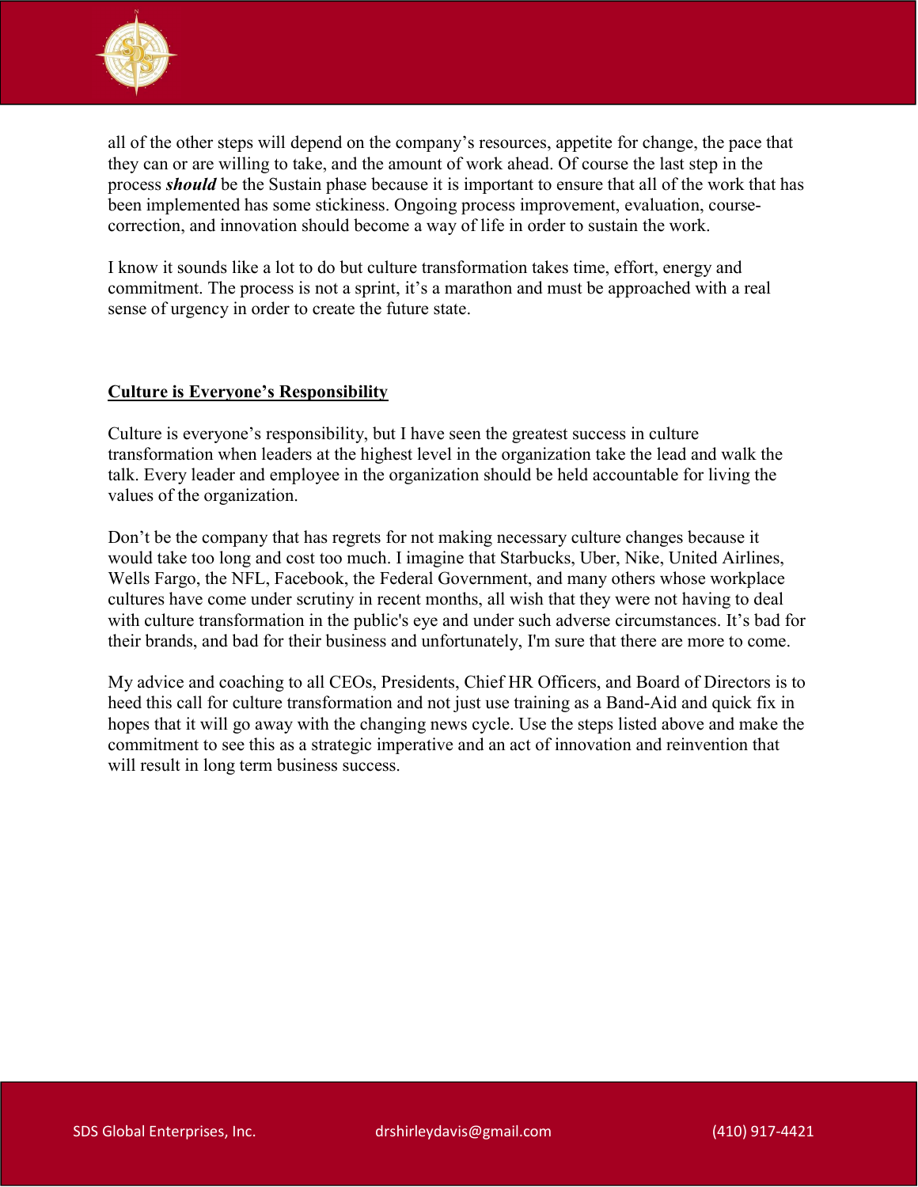all of the other steps will depend on the company's resources, appetite for change, the pace that they can or are willing to take, and the amount of work ahead. Of course the last step in the process ***should*** be the Sustain phase because it is important to ensure that all of the work that has been implemented has some stickiness. Ongoing process improvement, evaluation, course-correction, and innovation should become a way of life in order to sustain the work.

I know it sounds like a lot to do but culture transformation takes time, effort, energy and commitment. The process is not a sprint, it's a marathon and must be approached with a real sense of urgency in order to create the future state.

**Culture is Everyone's Responsibility**

Culture is everyone's responsibility, but I have seen the greatest success in culture transformation when leaders at the highest level in the organization take the lead and walk the talk. Every leader and employee in the organization should be held accountable for living the values of the organization.

Don't be the company that has regrets for not making necessary culture changes because it would take too long and cost too much. I imagine that Starbucks, Uber, Nike, United Airlines, Wells Fargo, the NFL, Facebook, the Federal Government, and many others whose workplace cultures have come under scrutiny in recent months, all wish that they were not having to deal with culture transformation in the public's eye and under such adverse circumstances. It's bad for their brands, and bad for their business and unfortunately, I'm sure that there are more to come.

My advice and coaching to all CEOs, Presidents, Chief HR Officers, and Board of Directors is to heed this call for culture transformation and not just use training as a Band-Aid and quick fix in hopes that it will go away with the changing news cycle. Use the steps listed above and make the commitment to see this as a strategic imperative and an act of innovation and reinvention that will result in long term business success.